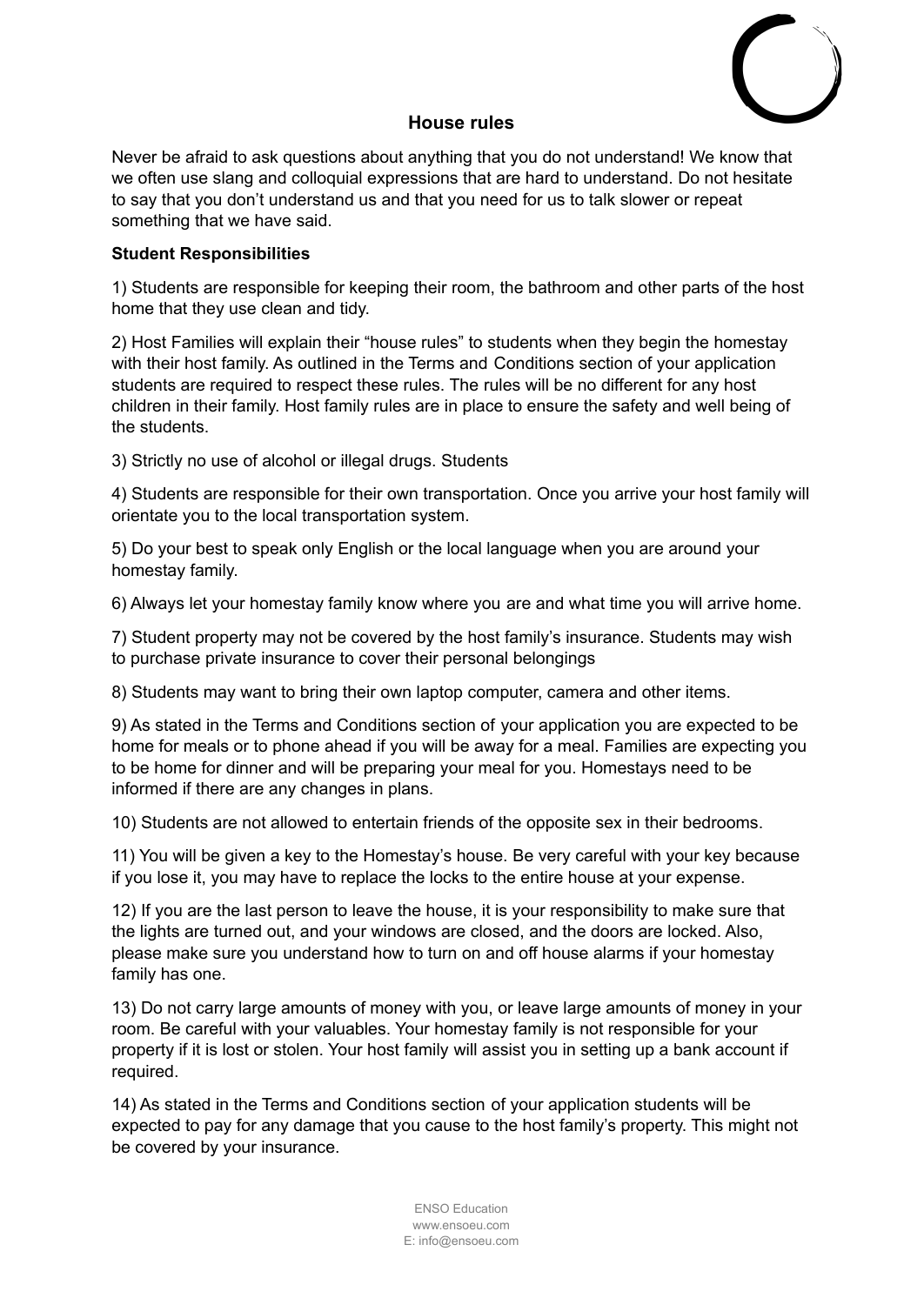## House rules

Never be afraid to ask questions about anything that you do not understand! We know that we often use slang and colloquial expressions that are hard to understand. Do not hesitate to say that you don't understand us and that you need for us to talk slower or repeat something that we have said.

**Student Responsibilities**

1) Students are responsible for keeping their room, the bathroom and other parts of the host home that they use clean and tidy.

2) Host Families will explain their "house rules" to students when they begin the homestay with their host family. As outlined in the Terms and Conditions section of your application students are required to respect these rules. The rules will be no different for any host children in their family. Host family rules are in place to ensure the safety and well being of the students.

3) Strictly no use of alcohol or illegal drugs. Students

4) Students are responsible for their own transportation. Once you arrive your host family will orientate you to the local transportation system.

5) Do your best to speak only English or the local language when you are around your homestay family.

6) Always let your homestay family know where you are and what time you will arrive home.

7) Student property may not be covered by the host family's insurance. Students may wish to purchase private insurance to cover their personal belongings

8) Students may want to bring their own laptop computer, camera and other items.

9) As stated in the Terms and Conditions section of your application you are expected to be home for meals or to phone ahead if you will be away for a meal. Families are expecting you to be home for dinner and will be preparing your meal for you. Homestays need to be informed if there are any changes in plans.

10) Students are not allowed to entertain friends of the opposite sex in their bedrooms.

11) You will be given a key to the Homestay's house. Be very careful with your key because if you lose it, you may have to replace the locks to the entire house at your expense.

12) If you are the last person to leave the house, it is your responsibility to make sure that the lights are turned out, and your windows are closed, and the doors are locked. Also, please make sure you understand how to turn on and off house alarms if your homestay family has one.

13) Do not carry large amounts of money with you, or leave large amounts of money in your room. Be careful with your valuables. Your homestay family is not responsible for your property if it is lost or stolen. Your host family will assist you in setting up a bank account if required.

14) As stated in the Terms and Conditions section of your application students will be expected to pay for any damage that you cause to the host family's property. This might not be covered by your insurance.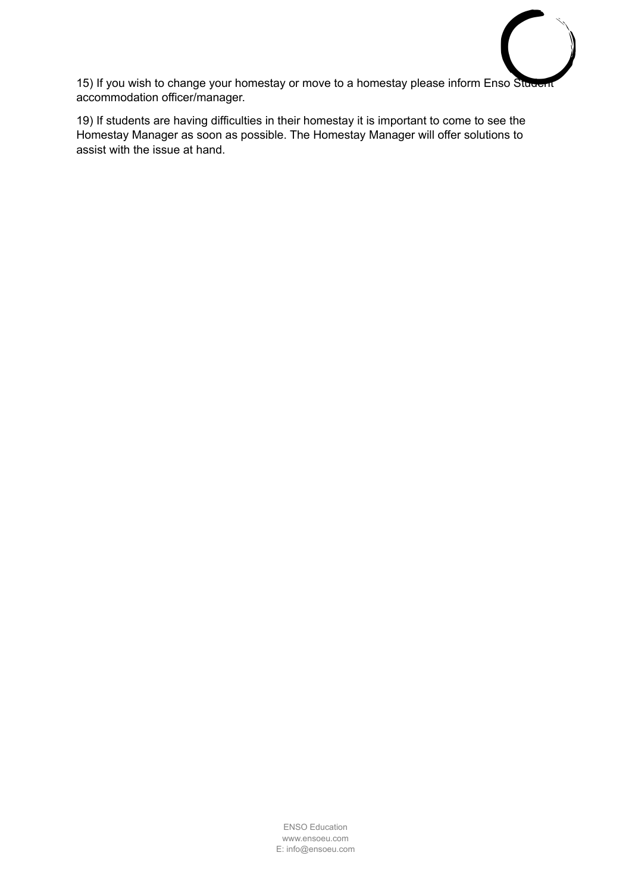15) If you wish to change your homestay or move to a homestay please inform Enso Student accommodation officer/manager.

19) If students are having difficulties in their homestay it is important to come to see the Homestay Manager as soon as possible. The Homestay Manager will offer solutions to assist with the issue at hand.

ENSO Education
www.ensoeu.com
E: info@ensoeu.com